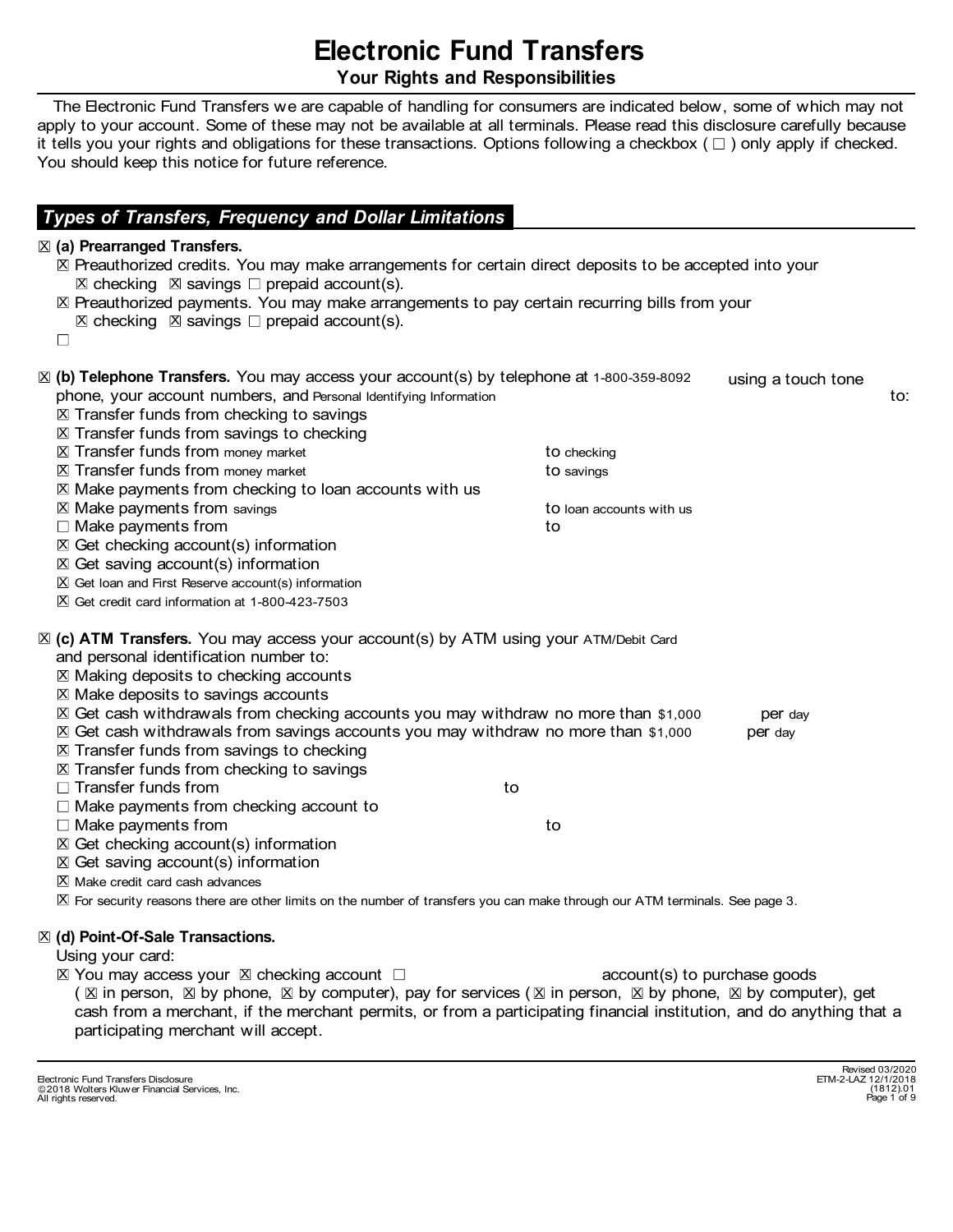# Electronic Fund Transfers

## Your Rights and Responsibilities

The Electronic Fund Transfers we are capable of handling for consumers are indicated below, some of which may not apply to your account. Some of these may not be available at all terminals. Please read this disclosure carefully because it tells you your rights and obligations for these transactions. Options following a checkbox ( ☐ ) only apply if checked. You should keep this notice for future reference.

## *Types of Transfers, Frequency and Dollar Limitations*

☒ **(a) Prearranged Transfers.**

- ☒ Preauthorized credits. You may make arrangements for certain direct deposits to be accepted into your ☒ checking ☒ savings ☐ prepaid account(s).
- ☒ Preauthorized payments. You may make arrangements to pay certain recurring bills from your ☒ checking ☒ savings ☐ prepaid account(s).
- ☐

☒ **(b) Telephone Transfers.** You may access your account(s) by telephone at 1-800-359-8092 using a touch tone phone, your account numbers, and Personal Identifying Information to:

- ☒ Transfer funds from checking to savings
- ☒ Transfer funds from savings to checking
- ☒ Transfer funds from money market to checking
- ☒ Transfer funds from money market to savings
- ☒ Make payments from checking to loan accounts with us
- ☒ Make payments from savings to loan accounts with us
- ☐ Make payments from to
- ☒ Get checking account(s) information
- ☒ Get saving account(s) information
- ☒ Get loan and First Reserve account(s) information
- ☒ Get credit card information at 1-800-423-7503

☒ **(c) ATM Transfers.** You may access your account(s) by ATM using your ATM/Debit Card and personal identification number to:

- ☒ Making deposits to checking accounts
- ☒ Make deposits to savings accounts
- ☒ Get cash withdrawals from checking accounts you may withdraw no more than $1,000 per day
- ☒ Get cash withdrawals from savings accounts you may withdraw no more than $1,000 per day
- ☒ Transfer funds from savings to checking
- ☒ Transfer funds from checking to savings
- ☐ Transfer funds from to
- ☐ Make payments from checking account to
- ☐ Make payments from to
- ☒ Get checking account(s) information
- ☒ Get saving account(s) information
- ☒ Make credit card cash advances
- ☒ For security reasons there are other limits on the number of transfers you can make through our ATM terminals. See page 3.

☒ **(d) Point-Of-Sale Transactions.**

Using your card:

- ☒ You may access your ☒ checking account ☐ account(s) to purchase goods ( ☒ in person, ☒ by phone, ☒ by computer), pay for services ( ☒ in person, ☒ by phone, ☒ by computer), get cash from a merchant, if the merchant permits, or from a participating financial institution, and do anything that a participating merchant will accept.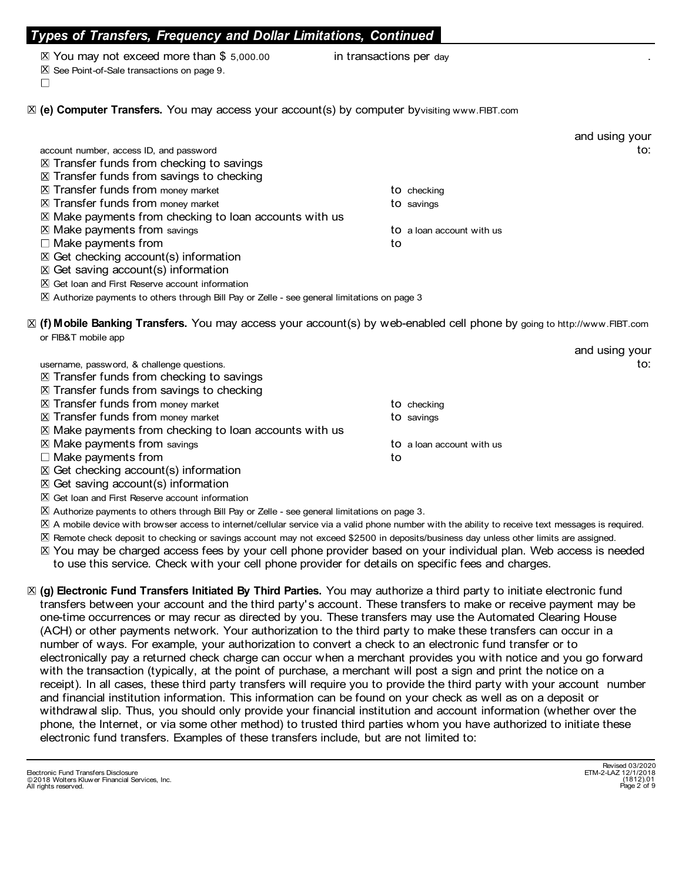## Types of Transfers, Frequency and Dollar Limitations, Continued

☒ You may not exceed more than $ 5,000.00 in transactions per day.
☒ See Point-of-Sale transactions on page 9.
☐

☒ **(e) Computer Transfers.** You may access your account(s) by computer by visiting www.FIBT.com and using your account number, access ID, and password to:

- ☒ Transfer funds from checking to savings
- ☒ Transfer funds from savings to checking
- ☒ Transfer funds from money market to checking
- ☒ Transfer funds from money market to savings
- ☒ Make payments from checking to loan accounts with us
- ☒ Make payments from savings to a loan account with us
- ☐ Make payments from to
- ☒ Get checking account(s) information
- ☒ Get saving account(s) information
- ☒ Get loan and First Reserve account information
- ☒ Authorize payments to others through Bill Pay or Zelle - see general limitations on page 3

☒ **(f) Mobile Banking Transfers.** You may access your account(s) by web-enabled cell phone by going to http://www.FIBT.com or FIB&T mobile app and using your username, password, & challenge questions. to:

- ☒ Transfer funds from checking to savings
- ☒ Transfer funds from savings to checking
- ☒ Transfer funds from money market to checking
- ☒ Transfer funds from money market to savings
- ☒ Make payments from checking to loan accounts with us
- ☒ Make payments from savings to a loan account with us
- ☐ Make payments from to
- ☒ Get checking account(s) information
- ☒ Get saving account(s) information
- ☒ Get loan and First Reserve account information
- ☒ Authorize payments to others through Bill Pay or Zelle - see general limitations on page 3.
- ☒ A mobile device with browser access to internet/cellular service via a valid phone number with the ability to receive text messages is required.
- ☒ Remote check deposit to checking or savings account may not exceed $2500 in deposits/business day unless other limits are assigned.
- ☒ You may be charged access fees by your cell phone provider based on your individual plan. Web access is needed to use this service. Check with your cell phone provider for details on specific fees and charges.

☒ **(g) Electronic Fund Transfers Initiated By Third Parties.** You may authorize a third party to initiate electronic fund transfers between your account and the third party's account. These transfers to make or receive payment may be one-time occurrences or may recur as directed by you. These transfers may use the Automated Clearing House (ACH) or other payments network. Your authorization to the third party to make these transfers can occur in a number of ways. For example, your authorization to convert a check to an electronic fund transfer or to electronically pay a returned check charge can occur when a merchant provides you with notice and you go forward with the transaction (typically, at the point of purchase, a merchant will post a sign and print the notice on a receipt). In all cases, these third party transfers will require you to provide the third party with your account number and financial institution information. This information can be found on your check as well as on a deposit or withdrawal slip. Thus, you should only provide your financial institution and account information (whether over the phone, the Internet, or via some other method) to trusted third parties whom you have authorized to initiate these electronic fund transfers. Examples of these transfers include, but are not limited to: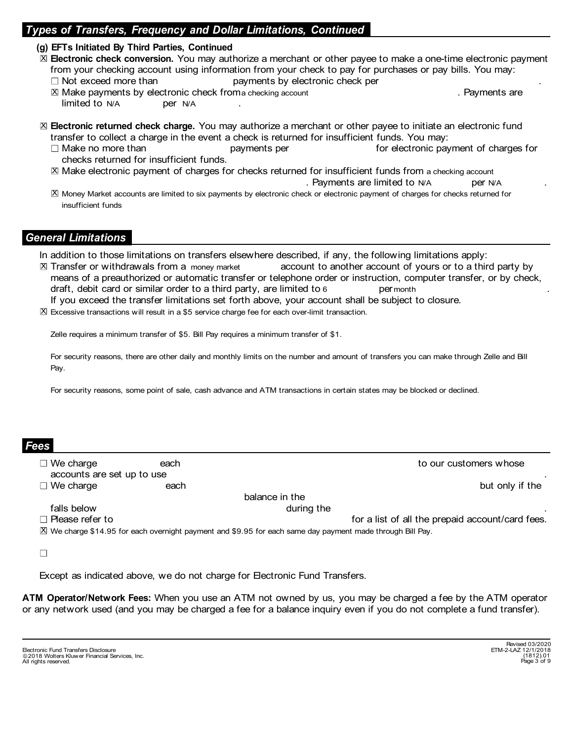## *Types of Transfers, Frequency and Dollar Limitations, Continued*

**(g) EFTs Initiated By Third Parties, Continued**

☒ **Electronic check conversion.** You may authorize a merchant or other payee to make a one-time electronic payment from your checking account using information from your check to pay for purchases or pay bills. You may:

- ☐ Not exceed more than payments by electronic check per .
- ☒ Make payments by electronic check from a checking account . Payments are limited to N/A per N/A .

☒ **Electronic returned check charge.** You may authorize a merchant or other payee to initiate an electronic fund transfer to collect a charge in the event a check is returned for insufficient funds. You may:

- ☐ Make no more than payments per for electronic payment of charges for checks returned for insufficient funds.
- ☒ Make electronic payment of charges for checks returned for insufficient funds from a checking account . Payments are limited to N/A per N/A .
- ☒ Money Market accounts are limited to six payments by electronic check or electronic payment of charges for checks returned for insufficient funds

## *General Limitations*

In addition to those limitations on transfers elsewhere described, if any, the following limitations apply:

☒ Transfer or withdrawals from a money market account to another account of yours or to a third party by means of a preauthorized or automatic transfer or telephone order or instruction, computer transfer, or by check, draft, debit card or similar order to a third party, are limited to 6 per month .
If you exceed the transfer limitations set forth above, your account shall be subject to closure.

☒ Excessive transactions will result in a $5 service charge fee for each over-limit transaction.

Zelle requires a minimum transfer of $5. Bill Pay requires a minimum transfer of $1.

For security reasons, there are other daily and monthly limits on the number and amount of transfers you can make through Zelle and Bill Pay.

For security reasons, some point of sale, cash advance and ATM transactions in certain states may be blocked or declined.

## *Fees*

☐ We charge each to our customers whose accounts are set up to use .

☐ We charge each but only if the balance in the falls below during the .

☐ Please refer to for a list of all the prepaid account/card fees.

☒ We charge $14.95 for each overnight payment and $9.95 for each same day payment made through Bill Pay.

☐

Except as indicated above, we do not charge for Electronic Fund Transfers.

**ATM Operator/Network Fees:** When you use an ATM not owned by us, you may be charged a fee by the ATM operator or any network used (and you may be charged a fee for a balance inquiry even if you do not complete a fund transfer).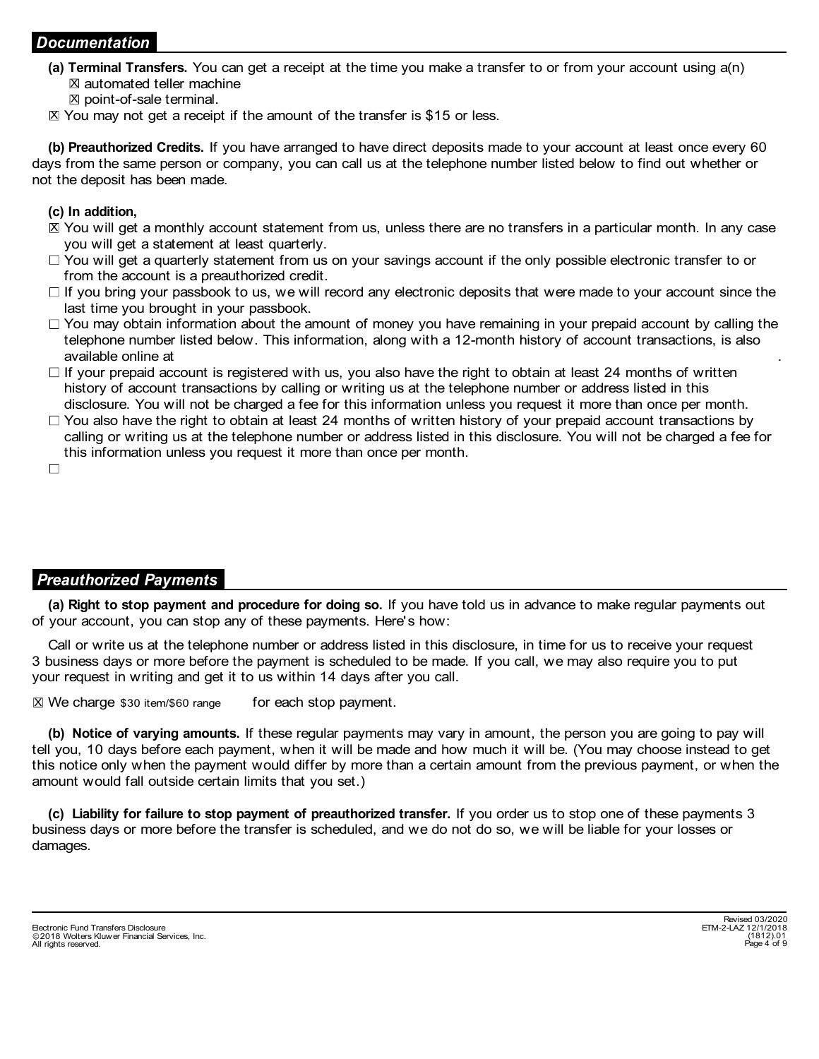## *Documentation*

**(a) Terminal Transfers.** You can get a receipt at the time you make a transfer to or from your account using a(n)

- ☒ automated teller machine
- ☒ point-of-sale terminal.

☒ You may not get a receipt if the amount of the transfer is $15 or less.

**(b) Preauthorized Credits.** If you have arranged to have direct deposits made to your account at least once every 60 days from the same person or company, you can call us at the telephone number listed below to find out whether or not the deposit has been made.

**(c) In addition,**

- ☒ You will get a monthly account statement from us, unless there are no transfers in a particular month. In any case you will get a statement at least quarterly.
- ☐ You will get a quarterly statement from us on your savings account if the only possible electronic transfer to or from the account is a preauthorized credit.
- ☐ If you bring your passbook to us, we will record any electronic deposits that were made to your account since the last time you brought in your passbook.
- ☐ You may obtain information about the amount of money you have remaining in your prepaid account by calling the telephone number listed below. This information, along with a 12-month history of account transactions, is also available online at .
- ☐ If your prepaid account is registered with us, you also have the right to obtain at least 24 months of written history of account transactions by calling or writing us at the telephone number or address listed in this disclosure. You will not be charged a fee for this information unless you request it more than once per month.
- ☐ You also have the right to obtain at least 24 months of written history of your prepaid account transactions by calling or writing us at the telephone number or address listed in this disclosure. You will not be charged a fee for this information unless you request it more than once per month.
- ☐

## *Preauthorized Payments*

**(a) Right to stop payment and procedure for doing so.** If you have told us in advance to make regular payments out of your account, you can stop any of these payments. Here's how:

Call or write us at the telephone number or address listed in this disclosure, in time for us to receive your request 3 business days or more before the payment is scheduled to be made. If you call, we may also require you to put your request in writing and get it to us within 14 days after you call.

☒ We charge $30 item/$60 range for each stop payment.

**(b) Notice of varying amounts.** If these regular payments may vary in amount, the person you are going to pay will tell you, 10 days before each payment, when it will be made and how much it will be. (You may choose instead to get this notice only when the payment would differ by more than a certain amount from the previous payment, or when the amount would fall outside certain limits that you set.)

**(c) Liability for failure to stop payment of preauthorized transfer.** If you order us to stop one of these payments 3 business days or more before the transfer is scheduled, and we do not do so, we will be liable for your losses or damages.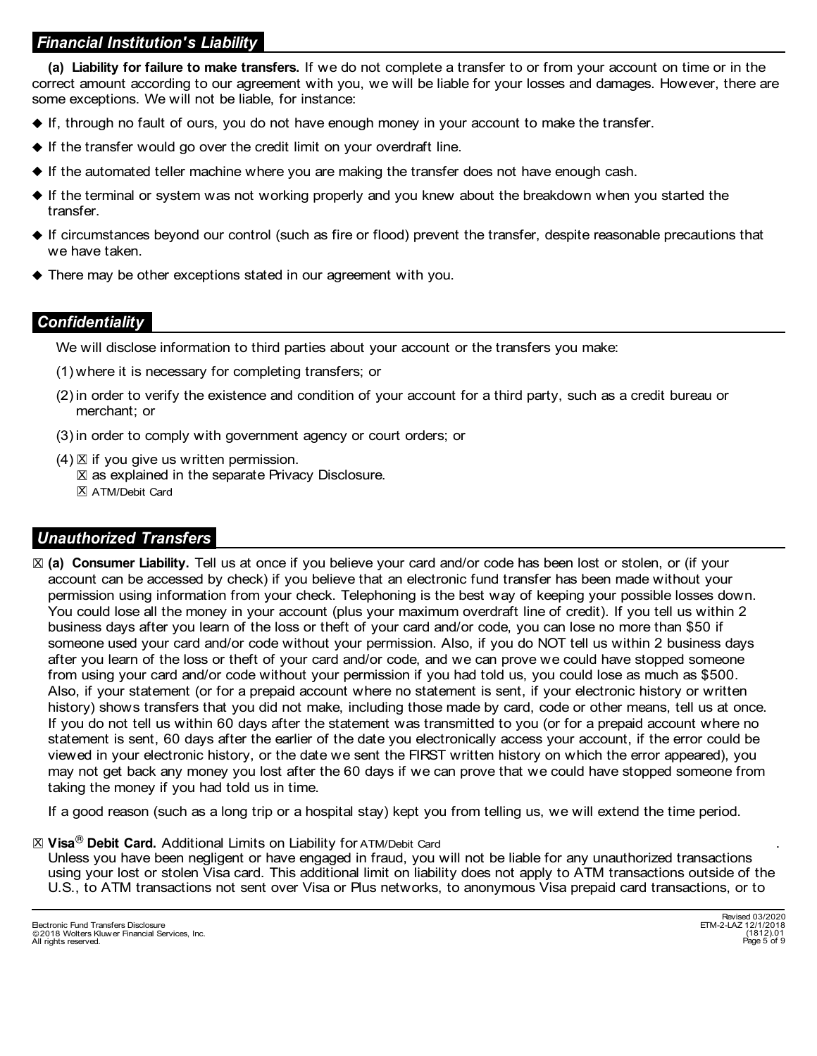## *Financial Institution's Liability*

**(a) Liability for failure to make transfers.** If we do not complete a transfer to or from your account on time or in the correct amount according to our agreement with you, we will be liable for your losses and damages. However, there are some exceptions. We will not be liable, for instance:

- If, through no fault of ours, you do not have enough money in your account to make the transfer.
- If the transfer would go over the credit limit on your overdraft line.
- If the automated teller machine where you are making the transfer does not have enough cash.
- If the terminal or system was not working properly and you knew about the breakdown when you started the transfer.
- If circumstances beyond our control (such as fire or flood) prevent the transfer, despite reasonable precautions that we have taken.
- There may be other exceptions stated in our agreement with you.

## *Confidentiality*

We will disclose information to third parties about your account or the transfers you make:

(1) where it is necessary for completing transfers; or

(2) in order to verify the existence and condition of your account for a third party, such as a credit bureau or merchant; or

(3) in order to comply with government agency or court orders; or

(4) ☒ if you give us written permission.
☒ as explained in the separate Privacy Disclosure.
☒ ATM/Debit Card

## *Unauthorized Transfers*

☒ **(a) Consumer Liability.** Tell us at once if you believe your card and/or code has been lost or stolen, or (if your account can be accessed by check) if you believe that an electronic fund transfer has been made without your permission using information from your check. Telephoning is the best way of keeping your possible losses down. You could lose all the money in your account (plus your maximum overdraft line of credit). If you tell us within 2 business days after you learn of the loss or theft of your card and/or code, you can lose no more than $50 if someone used your card and/or code without your permission. Also, if you do NOT tell us within 2 business days after you learn of the loss or theft of your card and/or code, and we can prove we could have stopped someone from using your card and/or code without your permission if you had told us, you could lose as much as $500. Also, if your statement (or for a prepaid account where no statement is sent, if your electronic history or written history) shows transfers that you did not make, including those made by card, code or other means, tell us at once. If you do not tell us within 60 days after the statement was transmitted to you (or for a prepaid account where no statement is sent, 60 days after the earlier of the date you electronically access your account, if the error could be viewed in your electronic history, or the date we sent the FIRST written history on which the error appeared), you may not get back any money you lost after the 60 days if we can prove that we could have stopped someone from taking the money if you had told us in time.

If a good reason (such as a long trip or a hospital stay) kept you from telling us, we will extend the time period.

☒ **Visa® Debit Card.** Additional Limits on Liability for ATM/Debit Card .
Unless you have been negligent or have engaged in fraud, you will not be liable for any unauthorized transactions using your lost or stolen Visa card. This additional limit on liability does not apply to ATM transactions outside of the U.S., to ATM transactions not sent over Visa or Plus networks, to anonymous Visa prepaid card transactions, or to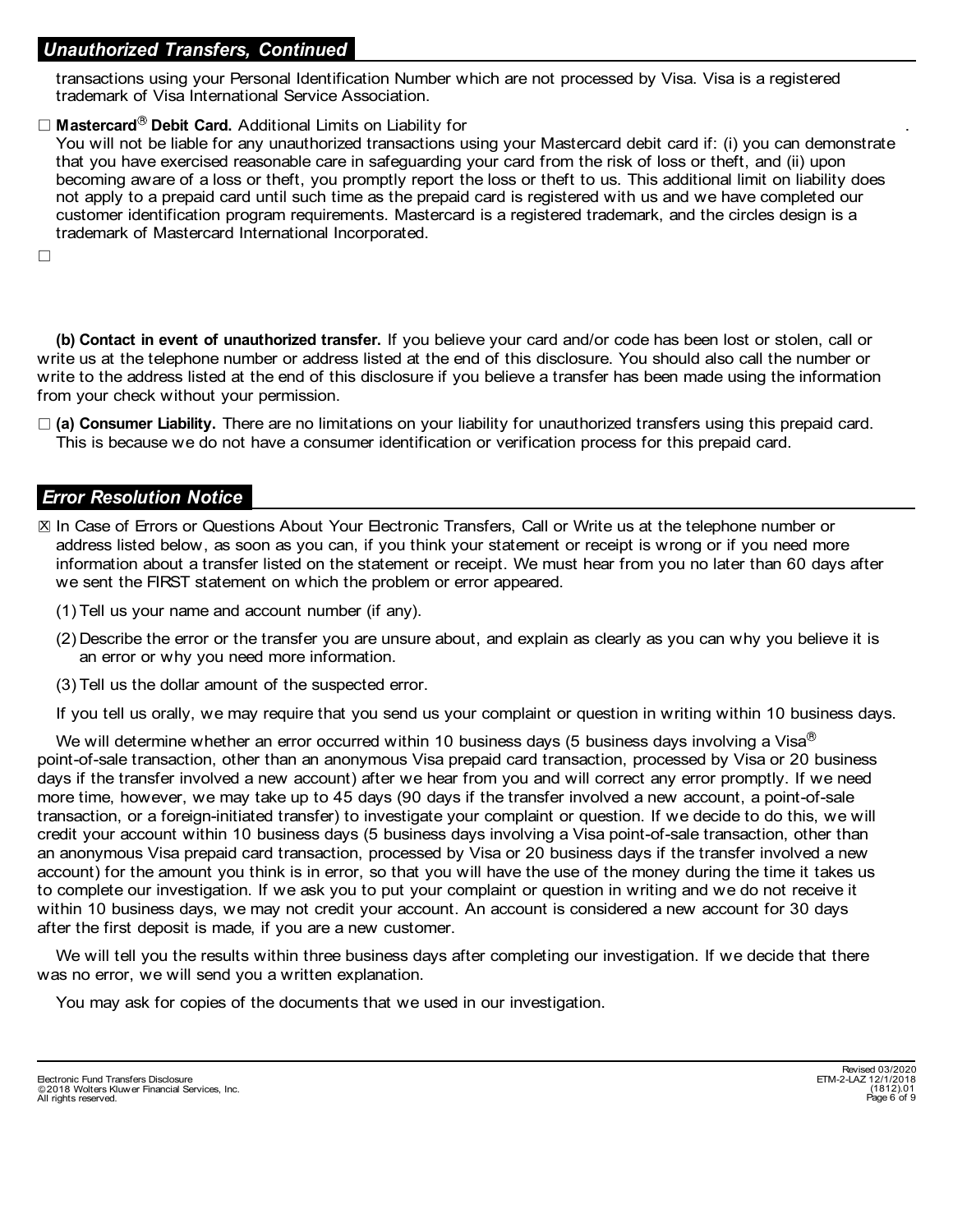## *Unauthorized Transfers, Continued*

transactions using your Personal Identification Number which are not processed by Visa. Visa is a registered trademark of Visa International Service Association.

☐ **Mastercard® Debit Card.** Additional Limits on Liability for .
You will not be liable for any unauthorized transactions using your Mastercard debit card if: (i) you can demonstrate that you have exercised reasonable care in safeguarding your card from the risk of loss or theft, and (ii) upon becoming aware of a loss or theft, you promptly report the loss or theft to us. This additional limit on liability does not apply to a prepaid card until such time as the prepaid card is registered with us and we have completed our customer identification program requirements. Mastercard is a registered trademark, and the circles design is a trademark of Mastercard International Incorporated.

☐

**(b) Contact in event of unauthorized transfer.** If you believe your card and/or code has been lost or stolen, call or write us at the telephone number or address listed at the end of this disclosure. You should also call the number or write to the address listed at the end of this disclosure if you believe a transfer has been made using the information from your check without your permission.

☐ **(a) Consumer Liability.** There are no limitations on your liability for unauthorized transfers using this prepaid card. This is because we do not have a consumer identification or verification process for this prepaid card.

## *Error Resolution Notice*

☒ In Case of Errors or Questions About Your Electronic Transfers, Call or Write us at the telephone number or address listed below, as soon as you can, if you think your statement or receipt is wrong or if you need more information about a transfer listed on the statement or receipt. We must hear from you no later than 60 days after we sent the FIRST statement on which the problem or error appeared.

(1) Tell us your name and account number (if any).

(2) Describe the error or the transfer you are unsure about, and explain as clearly as you can why you believe it is an error or why you need more information.

(3) Tell us the dollar amount of the suspected error.

If you tell us orally, we may require that you send us your complaint or question in writing within 10 business days.

We will determine whether an error occurred within 10 business days (5 business days involving a Visa® point-of-sale transaction, other than an anonymous Visa prepaid card transaction, processed by Visa or 20 business days if the transfer involved a new account) after we hear from you and will correct any error promptly. If we need more time, however, we may take up to 45 days (90 days if the transfer involved a new account, a point-of-sale transaction, or a foreign-initiated transfer) to investigate your complaint or question. If we decide to do this, we will credit your account within 10 business days (5 business days involving a Visa point-of-sale transaction, other than an anonymous Visa prepaid card transaction, processed by Visa or 20 business days if the transfer involved a new account) for the amount you think is in error, so that you will have the use of the money during the time it takes us to complete our investigation. If we ask you to put your complaint or question in writing and we do not receive it within 10 business days, we may not credit your account. An account is considered a new account for 30 days after the first deposit is made, if you are a new customer.

We will tell you the results within three business days after completing our investigation. If we decide that there was no error, we will send you a written explanation.

You may ask for copies of the documents that we used in our investigation.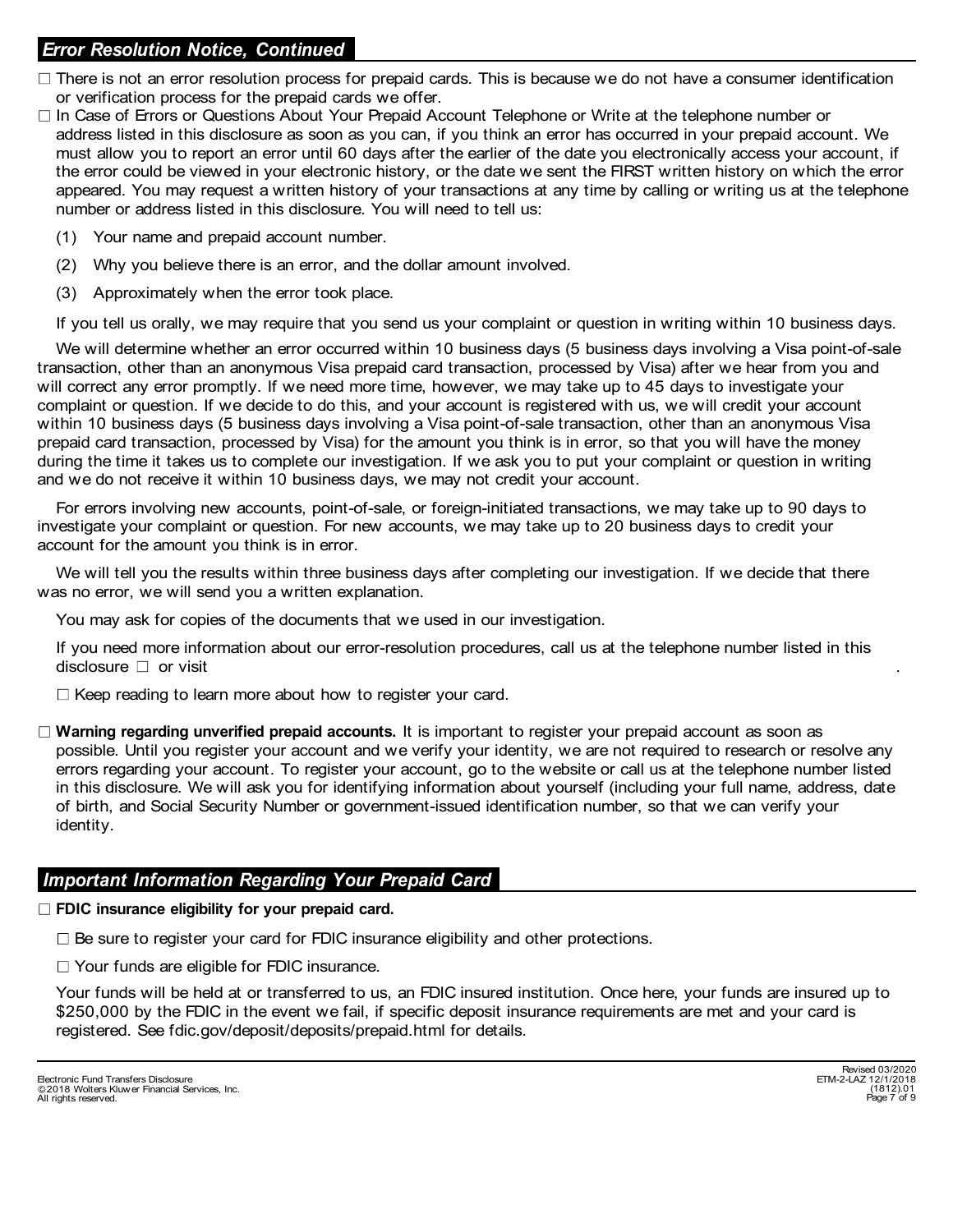## *Error Resolution Notice, Continued*

☐ There is not an error resolution process for prepaid cards. This is because we do not have a consumer identification or verification process for the prepaid cards we offer.

☐ In Case of Errors or Questions About Your Prepaid Account Telephone or Write at the telephone number or address listed in this disclosure as soon as you can, if you think an error has occurred in your prepaid account. We must allow you to report an error until 60 days after the earlier of the date you electronically access your account, if the error could be viewed in your electronic history, or the date we sent the FIRST written history on which the error appeared. You may request a written history of your transactions at any time by calling or writing us at the telephone number or address listed in this disclosure. You will need to tell us:

(1) Your name and prepaid account number.

(2) Why you believe there is an error, and the dollar amount involved.

(3) Approximately when the error took place.

If you tell us orally, we may require that you send us your complaint or question in writing within 10 business days.

We will determine whether an error occurred within 10 business days (5 business days involving a Visa point-of-sale transaction, other than an anonymous Visa prepaid card transaction, processed by Visa) after we hear from you and will correct any error promptly. If we need more time, however, we may take up to 45 days to investigate your complaint or question. If we decide to do this, and your account is registered with us, we will credit your account within 10 business days (5 business days involving a Visa point-of-sale transaction, other than an anonymous Visa prepaid card transaction, processed by Visa) for the amount you think is in error, so that you will have the money during the time it takes us to complete our investigation. If we ask you to put your complaint or question in writing and we do not receive it within 10 business days, we may not credit your account.

For errors involving new accounts, point-of-sale, or foreign-initiated transactions, we may take up to 90 days to investigate your complaint or question. For new accounts, we may take up to 20 business days to credit your account for the amount you think is in error.

We will tell you the results within three business days after completing our investigation. If we decide that there was no error, we will send you a written explanation.

You may ask for copies of the documents that we used in our investigation.

If you need more information about our error-resolution procedures, call us at the telephone number listed in this disclosure ☐ or visit .

☐ Keep reading to learn more about how to register your card.

☐ **Warning regarding unverified prepaid accounts.** It is important to register your prepaid account as soon as possible. Until you register your account and we verify your identity, we are not required to research or resolve any errors regarding your account. To register your account, go to the website or call us at the telephone number listed in this disclosure. We will ask you for identifying information about yourself (including your full name, address, date of birth, and Social Security Number or government-issued identification number, so that we can verify your identity.

## *Important Information Regarding Your Prepaid Card*

☐ **FDIC insurance eligibility for your prepaid card.**

☐ Be sure to register your card for FDIC insurance eligibility and other protections.

☐ Your funds are eligible for FDIC insurance.

Your funds will be held at or transferred to us, an FDIC insured institution. Once here, your funds are insured up to $250,000 by the FDIC in the event we fail, if specific deposit insurance requirements are met and your card is registered. See fdic.gov/deposit/deposits/prepaid.html for details.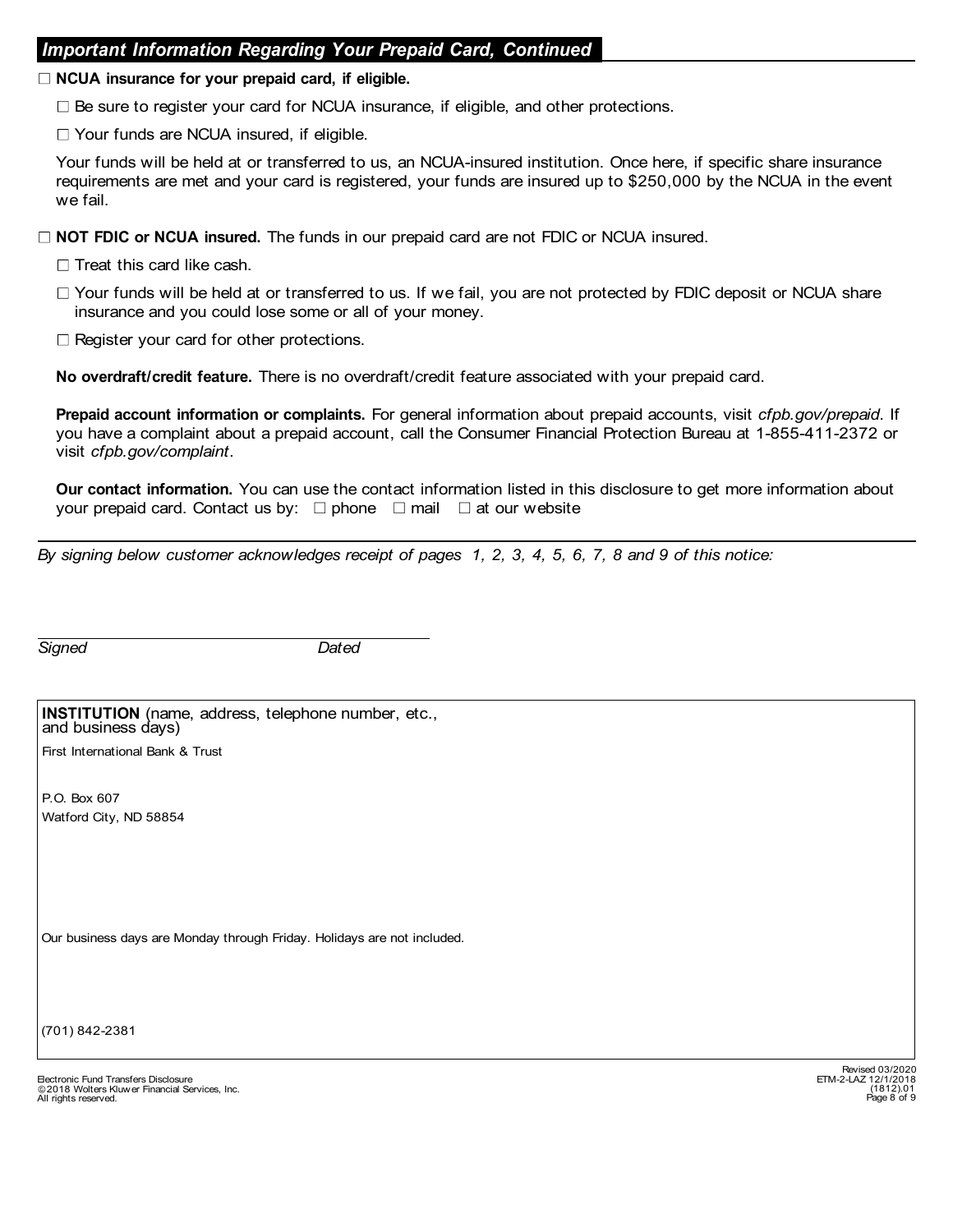## *Important Information Regarding Your Prepaid Card, Continued*

☐ **NCUA insurance for your prepaid card, if eligible.**

☐ Be sure to register your card for NCUA insurance, if eligible, and other protections.

☐ Your funds are NCUA insured, if eligible.

Your funds will be held at or transferred to us, an NCUA-insured institution. Once here, if specific share insurance requirements are met and your card is registered, your funds are insured up to $250,000 by the NCUA in the event we fail.

☐ **NOT FDIC or NCUA insured.** The funds in our prepaid card are not FDIC or NCUA insured.

☐ Treat this card like cash.

☐ Your funds will be held at or transferred to us. If we fail, you are not protected by FDIC deposit or NCUA share insurance and you could lose some or all of your money.

☐ Register your card for other protections.

**No overdraft/credit feature.** There is no overdraft/credit feature associated with your prepaid card.

**Prepaid account information or complaints.** For general information about prepaid accounts, visit *cfpb.gov/prepaid*. If you have a complaint about a prepaid account, call the Consumer Financial Protection Bureau at 1-855-411-2372 or visit *cfpb.gov/complaint*.

**Our contact information.** You can use the contact information listed in this disclosure to get more information about your prepaid card. Contact us by: ☐ phone ☐ mail ☐ at our website

---

*By signing below customer acknowledges receipt of pages 1, 2, 3, 4, 5, 6, 7, 8 and 9 of this notice:*

_______________________________________

*Signed* *Dated*

**INSTITUTION** (name, address, telephone number, etc., and business days)

First International Bank & Trust

P.O. Box 607
Watford City, ND 58854

Our business days are Monday through Friday. Holidays are not included.

(701) 842-2381

Electronic Fund Transfers Disclosure
©2018 Wolters Kluwer Financial Services, Inc.
All rights reserved.

Revised 03/2020
ETM-2-LAZ 12/1/2018
(1812).01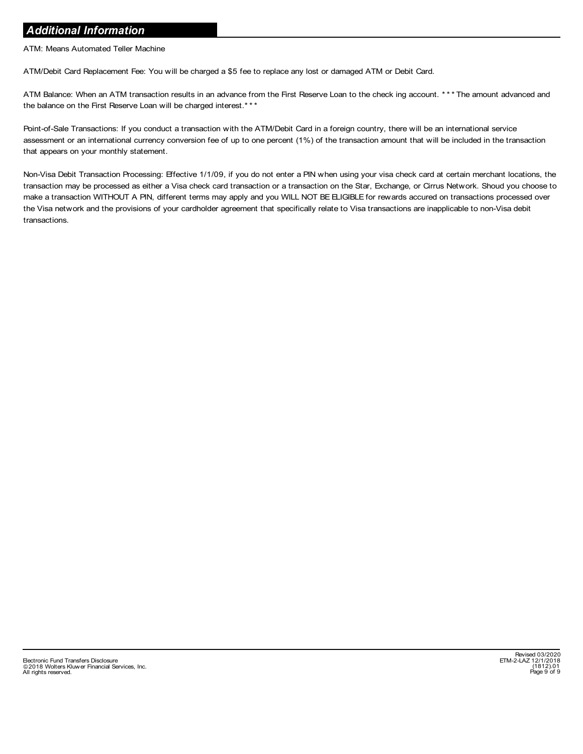## *Additional Information*

ATM: Means Automated Teller Machine

ATM/Debit Card Replacement Fee: You will be charged a $5 fee to replace any lost or damaged ATM or Debit Card.

ATM Balance: When an ATM transaction results in an advance from the First Reserve Loan to the check ing account. *** The amount advanced and the balance on the First Reserve Loan will be charged interest.***

Point-of-Sale Transactions: If you conduct a transaction with the ATM/Debit Card in a foreign country, there will be an international service assessment or an international currency conversion fee of up to one percent (1%) of the transaction amount that will be included in the transaction that appears on your monthly statement.

Non-Visa Debit Transaction Processing: Effective 1/1/09, if you do not enter a PIN when using your visa check card at certain merchant locations, the transaction may be processed as either a Visa check card transaction or a transaction on the Star, Exchange, or Cirrus Network. Shoud you choose to make a transaction WITHOUT A PIN, different terms may apply and you WILL NOT BE ELIGIBLE for rewards accured on transactions processed over the Visa network and the provisions of your cardholder agreement that specifically relate to Visa transactions are inapplicable to non-Visa debit transactions.